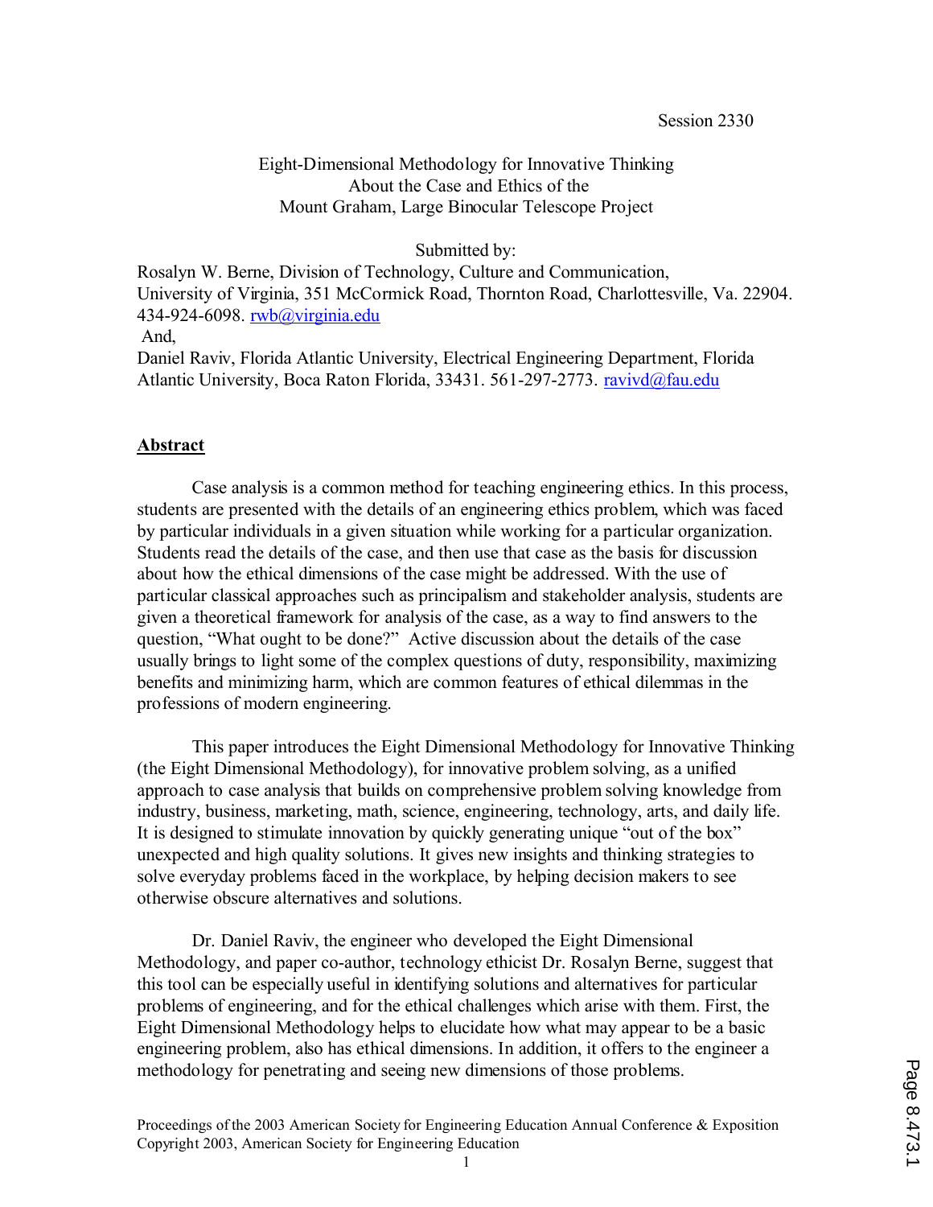Session 2330

# Eight-Dimensional Methodology for Innovative Thinking About the Case and Ethics of the Mount Graham, Large Binocular Telescope Project

Submitted by:

Rosalyn W. Berne, Division of Technology, Culture and Communication, University of Virginia, 351 McCormick Road, Thornton Road, Charlottesville, Va. 22904. 434-924-6098. rwb@virginia.edu

And,

Daniel Raviv, Florida Atlantic University, Electrical Engineering Department, Florida Atlantic University, Boca Raton Florida, 33431. 561-297-2773. ravivd@fau.edu

## Abstract

Case analysis is a common method for teaching engineering ethics. In this process, students are presented with the details of an engineering ethics problem, which was faced by particular individuals in a given situation while working for a particular organization. Students read the details of the case, and then use that case as the basis for discussion about how the ethical dimensions of the case might be addressed. With the use of particular classical approaches such as principalism and stakeholder analysis, students are given a theoretical framework for analysis of the case, as a way to find answers to the question, "What ought to be done?" Active discussion about the details of the case usually brings to light some of the complex questions of duty, responsibility, maximizing benefits and minimizing harm, which are common features of ethical dilemmas in the professions of modern engineering.

This paper introduces the Eight Dimensional Methodology for Innovative Thinking (the Eight Dimensional Methodology), for innovative problem solving, as a unified approach to case analysis that builds on comprehensive problem solving knowledge from industry, business, marketing, math, science, engineering, technology, arts, and daily life. It is designed to stimulate innovation by quickly generating unique "out of the box" unexpected and high quality solutions. It gives new insights and thinking strategies to solve everyday problems faced in the workplace, by helping decision makers to see otherwise obscure alternatives and solutions.

Dr. Daniel Raviv, the engineer who developed the Eight Dimensional Methodology, and paper co-author, technology ethicist Dr. Rosalyn Berne, suggest that this tool can be especially useful in identifying solutions and alternatives for particular problems of engineering, and for the ethical challenges which arise with them. First, the Eight Dimensional Methodology helps to elucidate how what may appear to be a basic engineering problem, also has ethical dimensions. In addition, it offers to the engineer a methodology for penetrating and seeing new dimensions of those problems.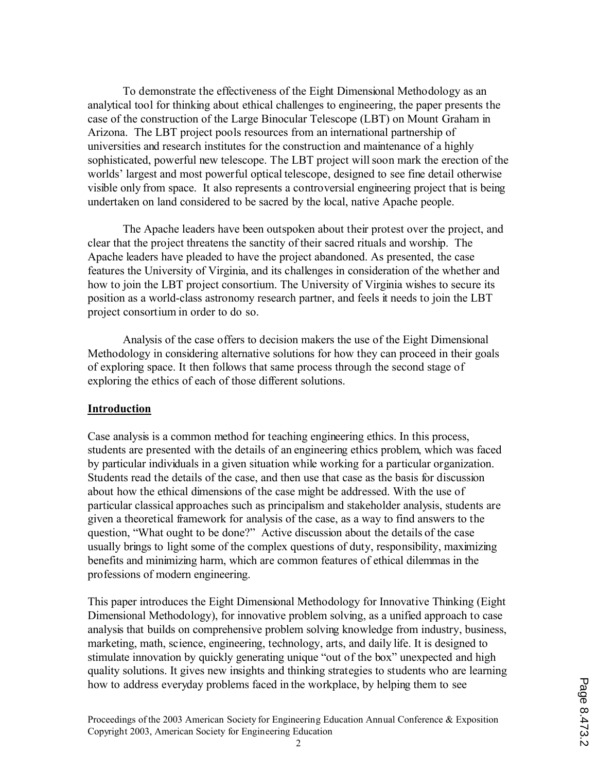To demonstrate the effectiveness of the Eight Dimensional Methodology as an analytical tool for thinking about ethical challenges to engineering, the paper presents the case of the construction of the Large Binocular Telescope (LBT) on Mount Graham in Arizona. The LBT project pools resources from an international partnership of universities and research institutes for the construction and maintenance of a highly sophisticated, powerful new telescope. The LBT project will soon mark the erection of the worlds' largest and most powerful optical telescope, designed to see fine detail otherwise visible only from space. It also represents a controversial engineering project that is being undertaken on land considered to be sacred by the local, native Apache people.

The Apache leaders have been outspoken about their protest over the project, and clear that the project threatens the sanctity of their sacred rituals and worship. The Apache leaders have pleaded to have the project abandoned. As presented, the case features the University of Virginia, and its challenges in consideration of the whether and how to join the LBT project consortium. The University of Virginia wishes to secure its position as a world-class astronomy research partner, and feels it needs to join the LBT project consortium in order to do so.

Analysis of the case offers to decision makers the use of the Eight Dimensional Methodology in considering alternative solutions for how they can proceed in their goals of exploring space. It then follows that same process through the second stage of exploring the ethics of each of those different solutions.

## Introduction

Case analysis is a common method for teaching engineering ethics. In this process, students are presented with the details of an engineering ethics problem, which was faced by particular individuals in a given situation while working for a particular organization. Students read the details of the case, and then use that case as the basis for discussion about how the ethical dimensions of the case might be addressed. With the use of particular classical approaches such as principalism and stakeholder analysis, students are given a theoretical framework for analysis of the case, as a way to find answers to the question, "What ought to be done?" Active discussion about the details of the case usually brings to light some of the complex questions of duty, responsibility, maximizing benefits and minimizing harm, which are common features of ethical dilemmas in the professions of modern engineering.

This paper introduces the Eight Dimensional Methodology for Innovative Thinking (Eight Dimensional Methodology), for innovative problem solving, as a unified approach to case analysis that builds on comprehensive problem solving knowledge from industry, business, marketing, math, science, engineering, technology, arts, and daily life. It is designed to stimulate innovation by quickly generating unique "out of the box" unexpected and high quality solutions. It gives new insights and thinking strategies to students who are learning how to address everyday problems faced in the workplace, by helping them to see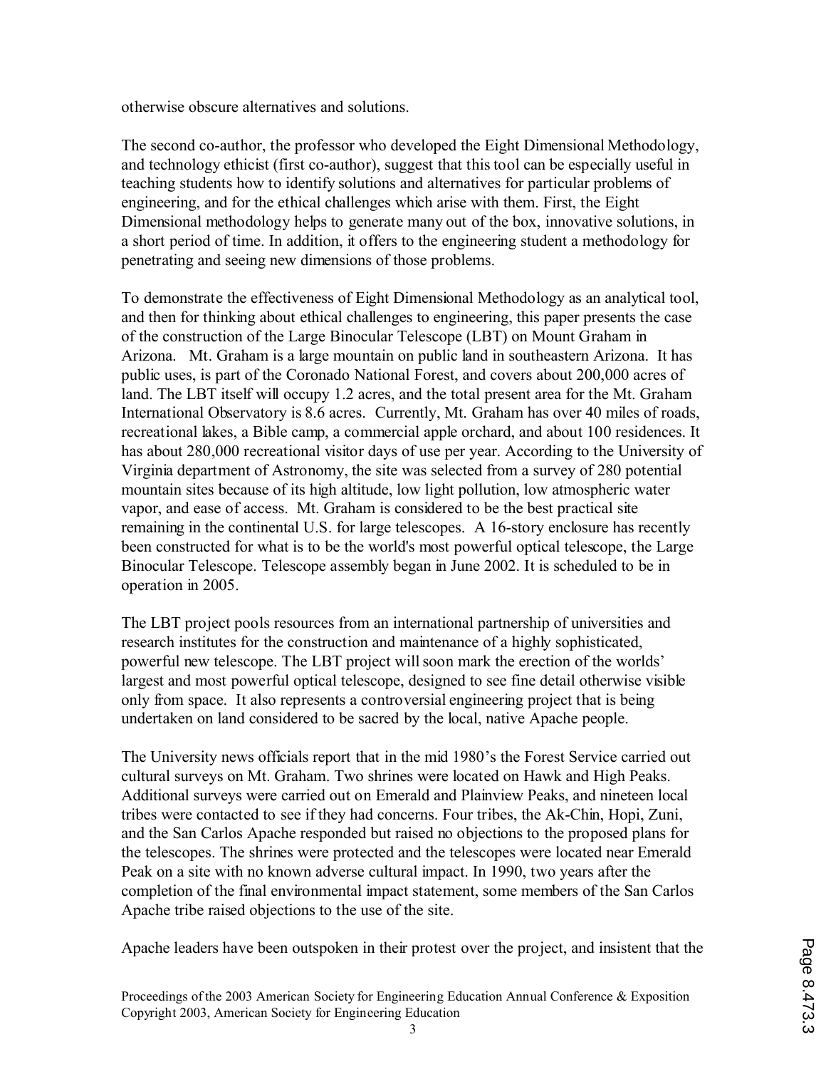otherwise obscure alternatives and solutions.

The second co-author, the professor who developed the Eight Dimensional Methodology, and technology ethicist (first co-author), suggest that this tool can be especially useful in teaching students how to identify solutions and alternatives for particular problems of engineering, and for the ethical challenges which arise with them. First, the Eight Dimensional methodology helps to generate many out of the box, innovative solutions, in a short period of time. In addition, it offers to the engineering student a methodology for penetrating and seeing new dimensions of those problems.

To demonstrate the effectiveness of Eight Dimensional Methodology as an analytical tool, and then for thinking about ethical challenges to engineering, this paper presents the case of the construction of the Large Binocular Telescope (LBT) on Mount Graham in Arizona. Mt. Graham is a large mountain on public land in southeastern Arizona. It has public uses, is part of the Coronado National Forest, and covers about 200,000 acres of land. The LBT itself will occupy 1.2 acres, and the total present area for the Mt. Graham International Observatory is 8.6 acres. Currently, Mt. Graham has over 40 miles of roads, recreational lakes, a Bible camp, a commercial apple orchard, and about 100 residences. It has about 280,000 recreational visitor days of use per year. According to the University of Virginia department of Astronomy, the site was selected from a survey of 280 potential mountain sites because of its high altitude, low light pollution, low atmospheric water vapor, and ease of access. Mt. Graham is considered to be the best practical site remaining in the continental U.S. for large telescopes. A 16-story enclosure has recently been constructed for what is to be the world's most powerful optical telescope, the Large Binocular Telescope. Telescope assembly began in June 2002. It is scheduled to be in operation in 2005.

The LBT project pools resources from an international partnership of universities and research institutes for the construction and maintenance of a highly sophisticated, powerful new telescope. The LBT project will soon mark the erection of the worlds' largest and most powerful optical telescope, designed to see fine detail otherwise visible only from space. It also represents a controversial engineering project that is being undertaken on land considered to be sacred by the local, native Apache people.

The University news officials report that in the mid 1980's the Forest Service carried out cultural surveys on Mt. Graham. Two shrines were located on Hawk and High Peaks. Additional surveys were carried out on Emerald and Plainview Peaks, and nineteen local tribes were contacted to see if they had concerns. Four tribes, the Ak-Chin, Hopi, Zuni, and the San Carlos Apache responded but raised no objections to the proposed plans for the telescopes. The shrines were protected and the telescopes were located near Emerald Peak on a site with no known adverse cultural impact. In 1990, two years after the completion of the final environmental impact statement, some members of the San Carlos Apache tribe raised objections to the use of the site.

Apache leaders have been outspoken in their protest over the project, and insistent that the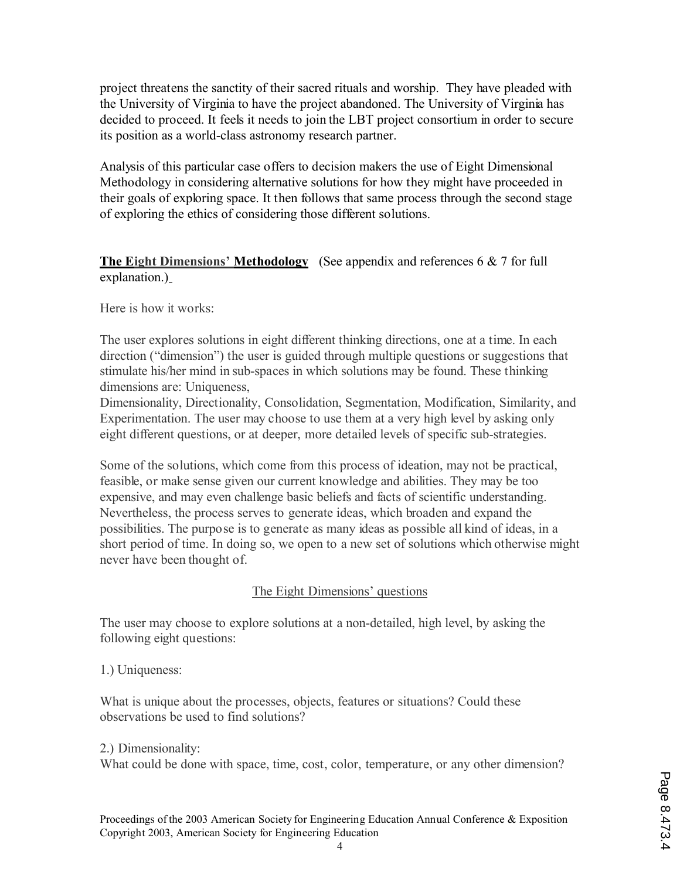project threatens the sanctity of their sacred rituals and worship. They have pleaded with the University of Virginia to have the project abandoned. The University of Virginia has decided to proceed. It feels it needs to join the LBT project consortium in order to secure its position as a world-class astronomy research partner.

Analysis of this particular case offers to decision makers the use of Eight Dimensional Methodology in considering alternative solutions for how they might have proceeded in their goals of exploring space. It then follows that same process through the second stage of exploring the ethics of considering those different solutions.

**The Eight Dimensions' Methodology** (See appendix and references 6 & 7 for full explanation.)

Here is how it works:

The user explores solutions in eight different thinking directions, one at a time. In each direction ("dimension") the user is guided through multiple questions or suggestions that stimulate his/her mind in sub-spaces in which solutions may be found. These thinking dimensions are: Uniqueness,
Dimensionality, Directionality, Consolidation, Segmentation, Modification, Similarity, and Experimentation. The user may choose to use them at a very high level by asking only eight different questions, or at deeper, more detailed levels of specific sub-strategies.

Some of the solutions, which come from this process of ideation, may not be practical, feasible, or make sense given our current knowledge and abilities. They may be too expensive, and may even challenge basic beliefs and facts of scientific understanding. Nevertheless, the process serves to generate ideas, which broaden and expand the possibilities. The purpose is to generate as many ideas as possible all kind of ideas, in a short period of time. In doing so, we open to a new set of solutions which otherwise might never have been thought of.

The Eight Dimensions' questions

The user may choose to explore solutions at a non-detailed, high level, by asking the following eight questions:

1.) Uniqueness:

What is unique about the processes, objects, features or situations? Could these observations be used to find solutions?

2.) Dimensionality:
What could be done with space, time, cost, color, temperature, or any other dimension?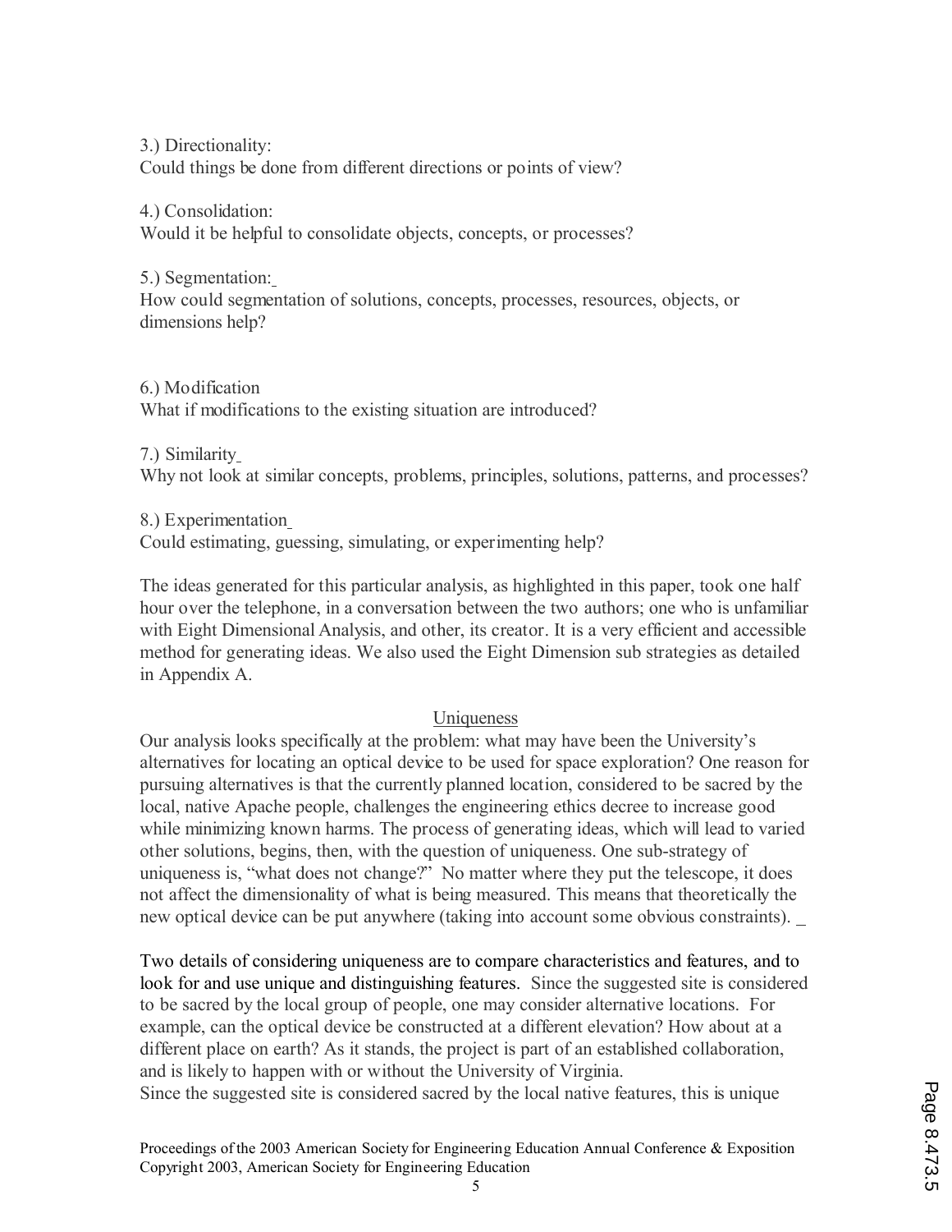3.) Directionality:
Could things be done from different directions or points of view?

4.) Consolidation:
Would it be helpful to consolidate objects, concepts, or processes?

5.) Segmentation:
How could segmentation of solutions, concepts, processes, resources, objects, or dimensions help?

6.) Modification
What if modifications to the existing situation are introduced?

7.) Similarity
Why not look at similar concepts, problems, principles, solutions, patterns, and processes?

8.) Experimentation
Could estimating, guessing, simulating, or experimenting help?

The ideas generated for this particular analysis, as highlighted in this paper, took one half hour over the telephone, in a conversation between the two authors; one who is unfamiliar with Eight Dimensional Analysis, and other, its creator. It is a very efficient and accessible method for generating ideas. We also used the Eight Dimension sub strategies as detailed in Appendix A.

## Uniqueness

Our analysis looks specifically at the problem: what may have been the University's alternatives for locating an optical device to be used for space exploration? One reason for pursuing alternatives is that the currently planned location, considered to be sacred by the local, native Apache people, challenges the engineering ethics decree to increase good while minimizing known harms. The process of generating ideas, which will lead to varied other solutions, begins, then, with the question of uniqueness. One sub-strategy of uniqueness is, "what does not change?" No matter where they put the telescope, it does not affect the dimensionality of what is being measured. This means that theoretically the new optical device can be put anywhere (taking into account some obvious constraints).

Two details of considering uniqueness are to compare characteristics and features, and to look for and use unique and distinguishing features. Since the suggested site is considered to be sacred by the local group of people, one may consider alternative locations. For example, can the optical device be constructed at a different elevation? How about at a different place on earth? As it stands, the project is part of an established collaboration, and is likely to happen with or without the University of Virginia.
Since the suggested site is considered sacred by the local native features, this is unique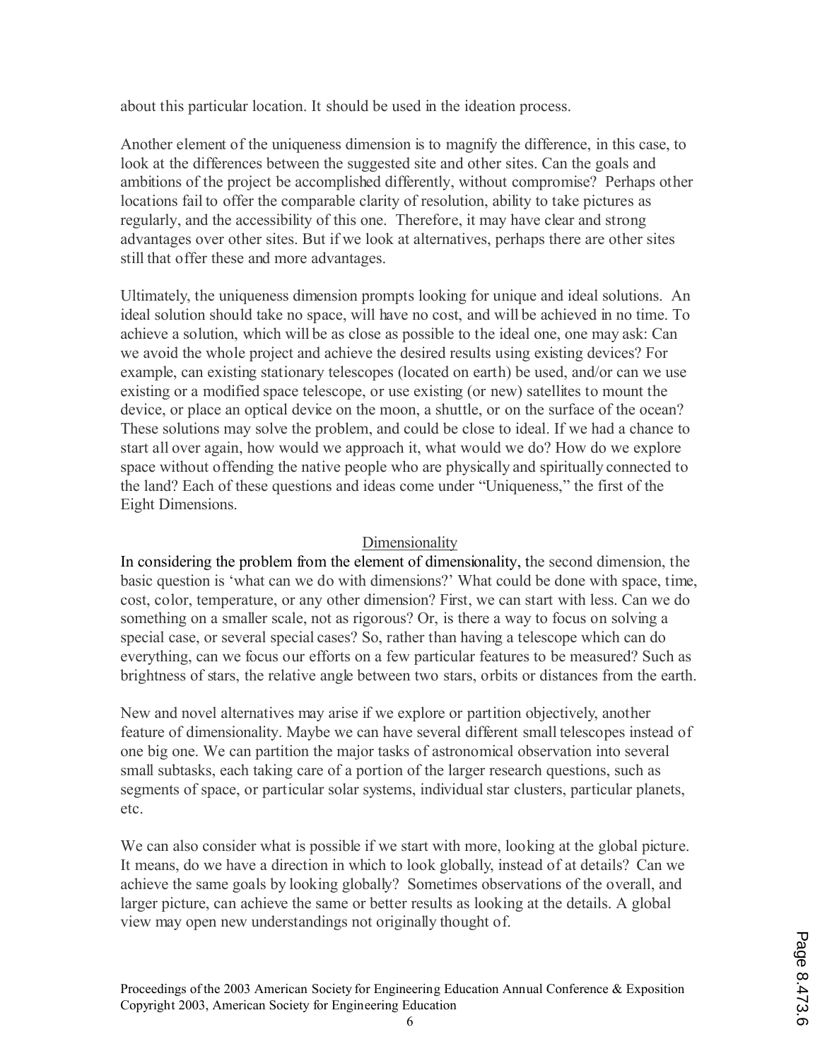about this particular location. It should be used in the ideation process.

Another element of the uniqueness dimension is to magnify the difference, in this case, to look at the differences between the suggested site and other sites. Can the goals and ambitions of the project be accomplished differently, without compromise? Perhaps other locations fail to offer the comparable clarity of resolution, ability to take pictures as regularly, and the accessibility of this one. Therefore, it may have clear and strong advantages over other sites. But if we look at alternatives, perhaps there are other sites still that offer these and more advantages.

Ultimately, the uniqueness dimension prompts looking for unique and ideal solutions. An ideal solution should take no space, will have no cost, and will be achieved in no time. To achieve a solution, which will be as close as possible to the ideal one, one may ask: Can we avoid the whole project and achieve the desired results using existing devices? For example, can existing stationary telescopes (located on earth) be used, and/or can we use existing or a modified space telescope, or use existing (or new) satellites to mount the device, or place an optical device on the moon, a shuttle, or on the surface of the ocean? These solutions may solve the problem, and could be close to ideal. If we had a chance to start all over again, how would we approach it, what would we do? How do we explore space without offending the native people who are physically and spiritually connected to the land? Each of these questions and ideas come under "Uniqueness," the first of the Eight Dimensions.

## Dimensionality

In considering the problem from the element of dimensionality, the second dimension, the basic question is 'what can we do with dimensions?' What could be done with space, time, cost, color, temperature, or any other dimension? First, we can start with less. Can we do something on a smaller scale, not as rigorous? Or, is there a way to focus on solving a special case, or several special cases? So, rather than having a telescope which can do everything, can we focus our efforts on a few particular features to be measured? Such as brightness of stars, the relative angle between two stars, orbits or distances from the earth.

New and novel alternatives may arise if we explore or partition objectively, another feature of dimensionality. Maybe we can have several different small telescopes instead of one big one. We can partition the major tasks of astronomical observation into several small subtasks, each taking care of a portion of the larger research questions, such as segments of space, or particular solar systems, individual star clusters, particular planets, etc.

We can also consider what is possible if we start with more, looking at the global picture. It means, do we have a direction in which to look globally, instead of at details? Can we achieve the same goals by looking globally? Sometimes observations of the overall, and larger picture, can achieve the same or better results as looking at the details. A global view may open new understandings not originally thought of.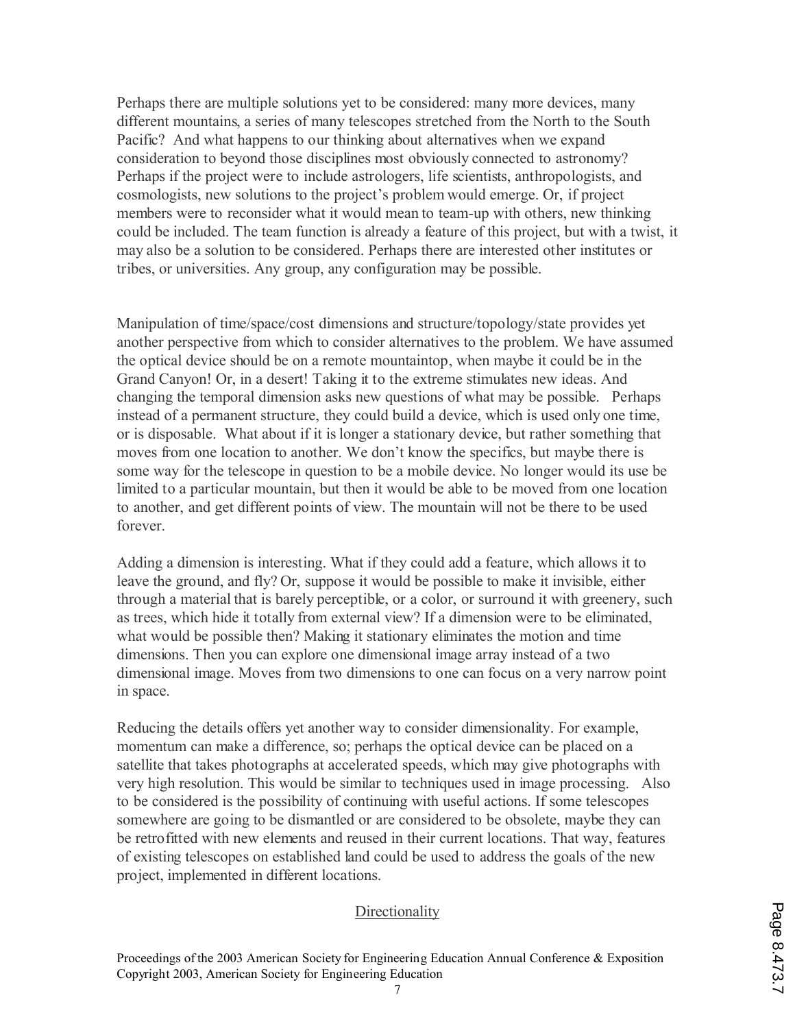Perhaps there are multiple solutions yet to be considered: many more devices, many different mountains, a series of many telescopes stretched from the North to the South Pacific? And what happens to our thinking about alternatives when we expand consideration to beyond those disciplines most obviously connected to astronomy? Perhaps if the project were to include astrologers, life scientists, anthropologists, and cosmologists, new solutions to the project's problem would emerge. Or, if project members were to reconsider what it would mean to team-up with others, new thinking could be included. The team function is already a feature of this project, but with a twist, it may also be a solution to be considered. Perhaps there are interested other institutes or tribes, or universities. Any group, any configuration may be possible.

Manipulation of time/space/cost dimensions and structure/topology/state provides yet another perspective from which to consider alternatives to the problem. We have assumed the optical device should be on a remote mountaintop, when maybe it could be in the Grand Canyon! Or, in a desert! Taking it to the extreme stimulates new ideas. And changing the temporal dimension asks new questions of what may be possible. Perhaps instead of a permanent structure, they could build a device, which is used only one time, or is disposable. What about if it is longer a stationary device, but rather something that moves from one location to another. We don't know the specifics, but maybe there is some way for the telescope in question to be a mobile device. No longer would its use be limited to a particular mountain, but then it would be able to be moved from one location to another, and get different points of view. The mountain will not be there to be used forever.

Adding a dimension is interesting. What if they could add a feature, which allows it to leave the ground, and fly? Or, suppose it would be possible to make it invisible, either through a material that is barely perceptible, or a color, or surround it with greenery, such as trees, which hide it totally from external view? If a dimension were to be eliminated, what would be possible then? Making it stationary eliminates the motion and time dimensions. Then you can explore one dimensional image array instead of a two dimensional image. Moves from two dimensions to one can focus on a very narrow point in space.

Reducing the details offers yet another way to consider dimensionality. For example, momentum can make a difference, so; perhaps the optical device can be placed on a satellite that takes photographs at accelerated speeds, which may give photographs with very high resolution. This would be similar to techniques used in image processing. Also to be considered is the possibility of continuing with useful actions. If some telescopes somewhere are going to be dismantled or are considered to be obsolete, maybe they can be retrofitted with new elements and reused in their current locations. That way, features of existing telescopes on established land could be used to address the goals of the new project, implemented in different locations.

## Directionality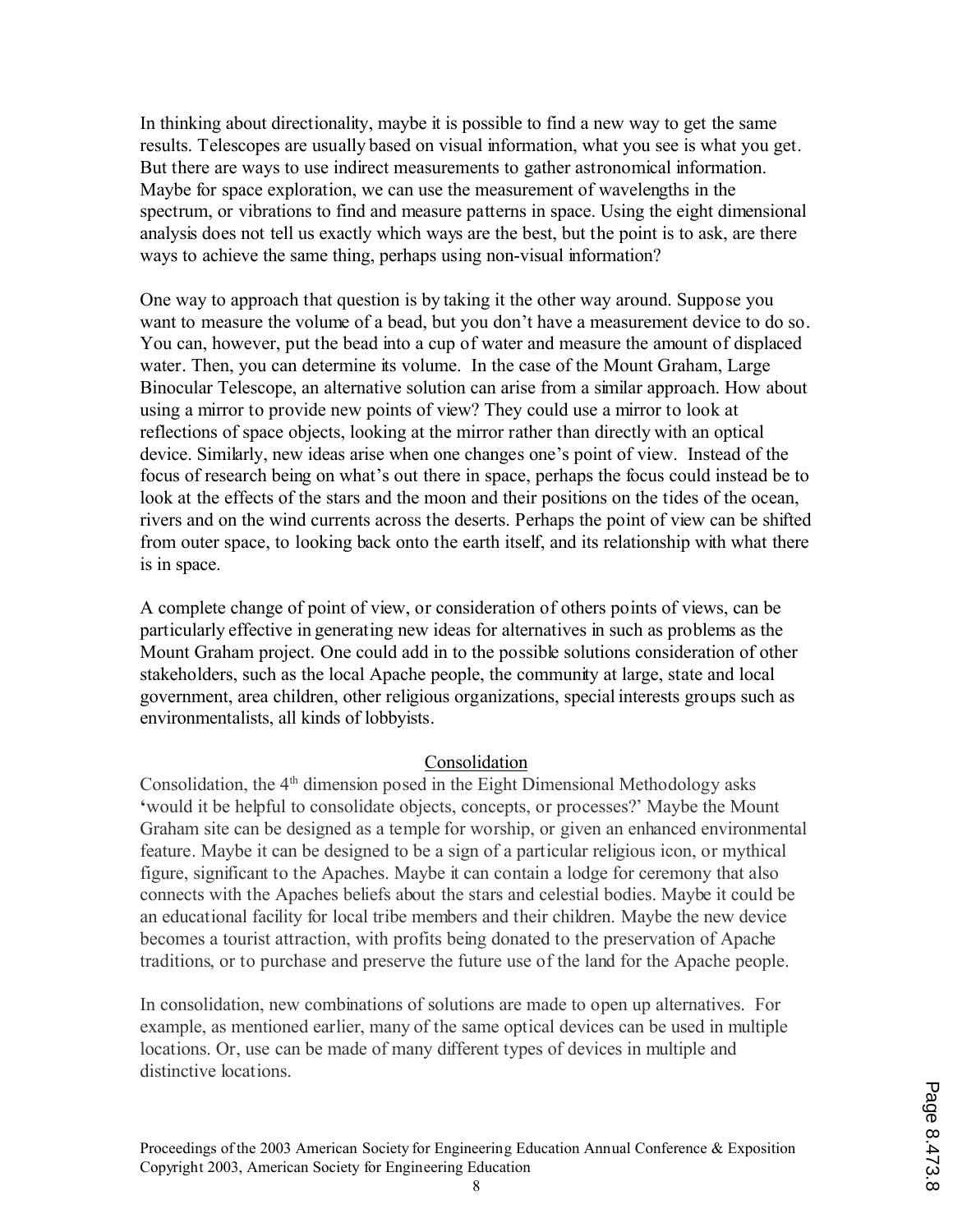In thinking about directionality, maybe it is possible to find a new way to get the same results. Telescopes are usually based on visual information, what you see is what you get. But there are ways to use indirect measurements to gather astronomical information. Maybe for space exploration, we can use the measurement of wavelengths in the spectrum, or vibrations to find and measure patterns in space. Using the eight dimensional analysis does not tell us exactly which ways are the best, but the point is to ask, are there ways to achieve the same thing, perhaps using non-visual information?

One way to approach that question is by taking it the other way around. Suppose you want to measure the volume of a bead, but you don't have a measurement device to do so. You can, however, put the bead into a cup of water and measure the amount of displaced water. Then, you can determine its volume. In the case of the Mount Graham, Large Binocular Telescope, an alternative solution can arise from a similar approach. How about using a mirror to provide new points of view? They could use a mirror to look at reflections of space objects, looking at the mirror rather than directly with an optical device. Similarly, new ideas arise when one changes one's point of view. Instead of the focus of research being on what's out there in space, perhaps the focus could instead be to look at the effects of the stars and the moon and their positions on the tides of the ocean, rivers and on the wind currents across the deserts. Perhaps the point of view can be shifted from outer space, to looking back onto the earth itself, and its relationship with what there is in space.

A complete change of point of view, or consideration of others points of views, can be particularly effective in generating new ideas for alternatives in such as problems as the Mount Graham project. One could add in to the possible solutions consideration of other stakeholders, such as the local Apache people, the community at large, state and local government, area children, other religious organizations, special interests groups such as environmentalists, all kinds of lobbyists.

## Consolidation

Consolidation, the 4th dimension posed in the Eight Dimensional Methodology asks 'would it be helpful to consolidate objects, concepts, or processes?' Maybe the Mount Graham site can be designed as a temple for worship, or given an enhanced environmental feature. Maybe it can be designed to be a sign of a particular religious icon, or mythical figure, significant to the Apaches. Maybe it can contain a lodge for ceremony that also connects with the Apaches beliefs about the stars and celestial bodies. Maybe it could be an educational facility for local tribe members and their children. Maybe the new device becomes a tourist attraction, with profits being donated to the preservation of Apache traditions, or to purchase and preserve the future use of the land for the Apache people.

In consolidation, new combinations of solutions are made to open up alternatives. For example, as mentioned earlier, many of the same optical devices can be used in multiple locations. Or, use can be made of many different types of devices in multiple and distinctive locations.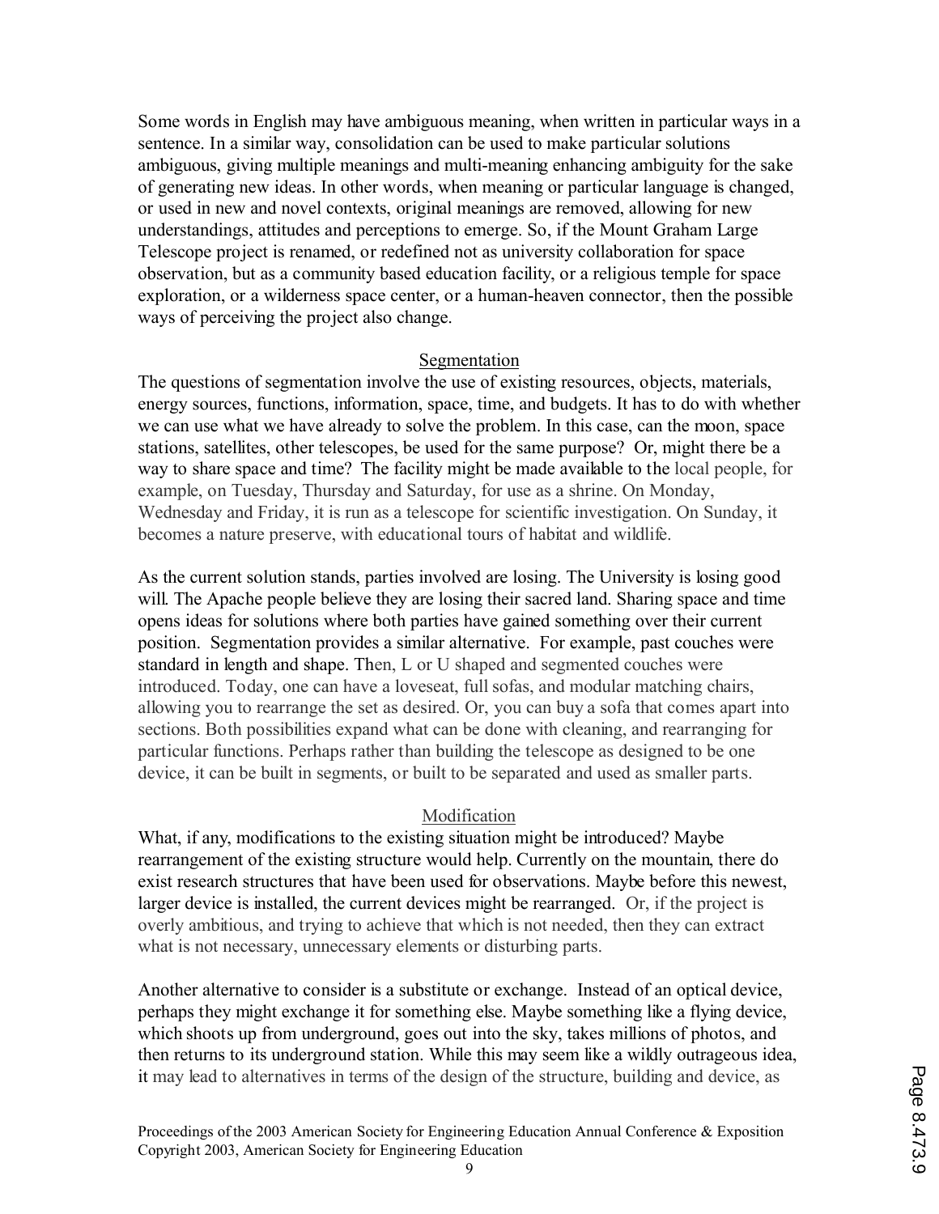Some words in English may have ambiguous meaning, when written in particular ways in a sentence. In a similar way, consolidation can be used to make particular solutions ambiguous, giving multiple meanings and multi-meaning enhancing ambiguity for the sake of generating new ideas. In other words, when meaning or particular language is changed, or used in new and novel contexts, original meanings are removed, allowing for new understandings, attitudes and perceptions to emerge. So, if the Mount Graham Large Telescope project is renamed, or redefined not as university collaboration for space observation, but as a community based education facility, or a religious temple for space exploration, or a wilderness space center, or a human-heaven connector, then the possible ways of perceiving the project also change.

## Segmentation

The questions of segmentation involve the use of existing resources, objects, materials, energy sources, functions, information, space, time, and budgets. It has to do with whether we can use what we have already to solve the problem. In this case, can the moon, space stations, satellites, other telescopes, be used for the same purpose? Or, might there be a way to share space and time? The facility might be made available to the local people, for example, on Tuesday, Thursday and Saturday, for use as a shrine. On Monday, Wednesday and Friday, it is run as a telescope for scientific investigation. On Sunday, it becomes a nature preserve, with educational tours of habitat and wildlife.

As the current solution stands, parties involved are losing. The University is losing good will. The Apache people believe they are losing their sacred land. Sharing space and time opens ideas for solutions where both parties have gained something over their current position. Segmentation provides a similar alternative. For example, past couches were standard in length and shape. Then, L or U shaped and segmented couches were introduced. Today, one can have a loveseat, full sofas, and modular matching chairs, allowing you to rearrange the set as desired. Or, you can buy a sofa that comes apart into sections. Both possibilities expand what can be done with cleaning, and rearranging for particular functions. Perhaps rather than building the telescope as designed to be one device, it can be built in segments, or built to be separated and used as smaller parts.

## Modification

What, if any, modifications to the existing situation might be introduced? Maybe rearrangement of the existing structure would help. Currently on the mountain, there do exist research structures that have been used for observations. Maybe before this newest, larger device is installed, the current devices might be rearranged. Or, if the project is overly ambitious, and trying to achieve that which is not needed, then they can extract what is not necessary, unnecessary elements or disturbing parts.

Another alternative to consider is a substitute or exchange. Instead of an optical device, perhaps they might exchange it for something else. Maybe something like a flying device, which shoots up from underground, goes out into the sky, takes millions of photos, and then returns to its underground station. While this may seem like a wildly outrageous idea, it may lead to alternatives in terms of the design of the structure, building and device, as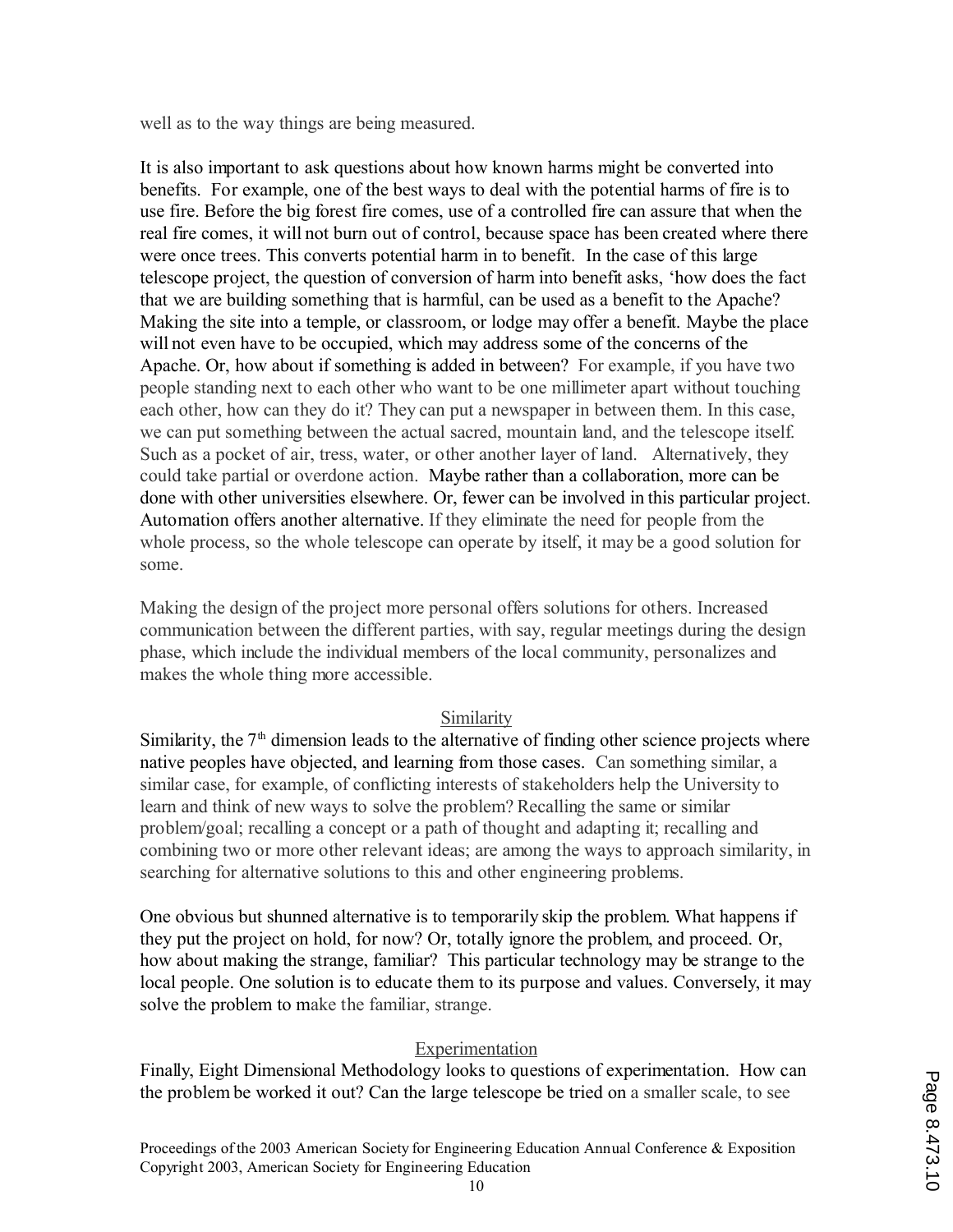well as to the way things are being measured.

It is also important to ask questions about how known harms might be converted into benefits. For example, one of the best ways to deal with the potential harms of fire is to use fire. Before the big forest fire comes, use of a controlled fire can assure that when the real fire comes, it will not burn out of control, because space has been created where there were once trees. This converts potential harm in to benefit. In the case of this large telescope project, the question of conversion of harm into benefit asks, 'how does the fact that we are building something that is harmful, can be used as a benefit to the Apache? Making the site into a temple, or classroom, or lodge may offer a benefit. Maybe the place will not even have to be occupied, which may address some of the concerns of the Apache. Or, how about if something is added in between? For example, if you have two people standing next to each other who want to be one millimeter apart without touching each other, how can they do it? They can put a newspaper in between them. In this case, we can put something between the actual sacred, mountain land, and the telescope itself. Such as a pocket of air, tress, water, or other another layer of land. Alternatively, they could take partial or overdone action. Maybe rather than a collaboration, more can be done with other universities elsewhere. Or, fewer can be involved in this particular project. Automation offers another alternative. If they eliminate the need for people from the whole process, so the whole telescope can operate by itself, it may be a good solution for some.

Making the design of the project more personal offers solutions for others. Increased communication between the different parties, with say, regular meetings during the design phase, which include the individual members of the local community, personalizes and makes the whole thing more accessible.

## Similarity

Similarity, the 7th dimension leads to the alternative of finding other science projects where native peoples have objected, and learning from those cases. Can something similar, a similar case, for example, of conflicting interests of stakeholders help the University to learn and think of new ways to solve the problem? Recalling the same or similar problem/goal; recalling a concept or a path of thought and adapting it; recalling and combining two or more other relevant ideas; are among the ways to approach similarity, in searching for alternative solutions to this and other engineering problems.

One obvious but shunned alternative is to temporarily skip the problem. What happens if they put the project on hold, for now? Or, totally ignore the problem, and proceed. Or, how about making the strange, familiar? This particular technology may be strange to the local people. One solution is to educate them to its purpose and values. Conversely, it may solve the problem to make the familiar, strange.

## Experimentation

Finally, Eight Dimensional Methodology looks to questions of experimentation. How can the problem be worked it out? Can the large telescope be tried on a smaller scale, to see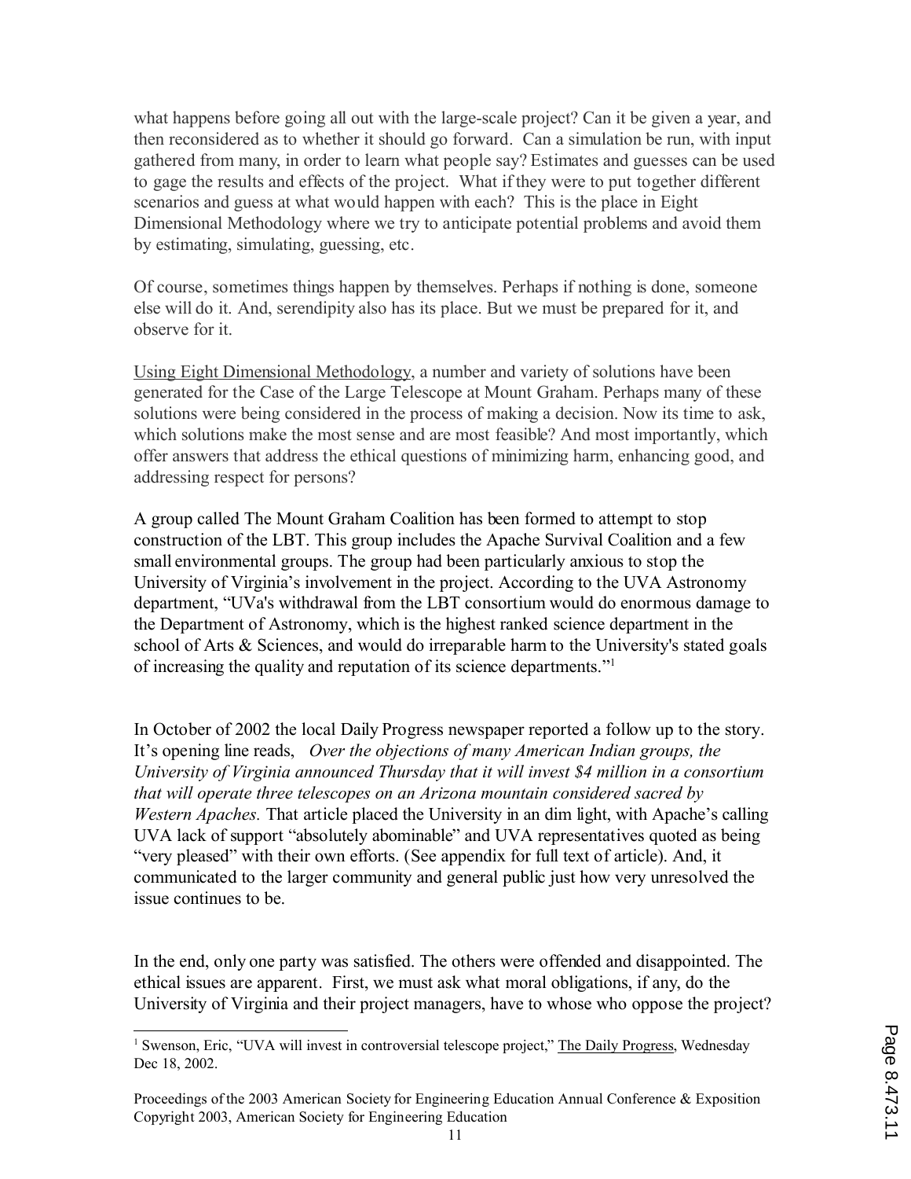what happens before going all out with the large-scale project? Can it be given a year, and then reconsidered as to whether it should go forward. Can a simulation be run, with input gathered from many, in order to learn what people say? Estimates and guesses can be used to gage the results and effects of the project. What if they were to put together different scenarios and guess at what would happen with each? This is the place in Eight Dimensional Methodology where we try to anticipate potential problems and avoid them by estimating, simulating, guessing, etc.

Of course, sometimes things happen by themselves. Perhaps if nothing is done, someone else will do it. And, serendipity also has its place. But we must be prepared for it, and observe for it.

Using Eight Dimensional Methodology, a number and variety of solutions have been generated for the Case of the Large Telescope at Mount Graham. Perhaps many of these solutions were being considered in the process of making a decision. Now its time to ask, which solutions make the most sense and are most feasible? And most importantly, which offer answers that address the ethical questions of minimizing harm, enhancing good, and addressing respect for persons?

A group called The Mount Graham Coalition has been formed to attempt to stop construction of the LBT. This group includes the Apache Survival Coalition and a few small environmental groups. The group had been particularly anxious to stop the University of Virginia's involvement in the project. According to the UVA Astronomy department, "UVa's withdrawal from the LBT consortium would do enormous damage to the Department of Astronomy, which is the highest ranked science department in the school of Arts & Sciences, and would do irreparable harm to the University's stated goals of increasing the quality and reputation of its science departments."[1]

In October of 2002 the local Daily Progress newspaper reported a follow up to the story. It's opening line reads, *Over the objections of many American Indian groups, the University of Virginia announced Thursday that it will invest $4 million in a consortium that will operate three telescopes on an Arizona mountain considered sacred by Western Apaches.* That article placed the University in an dim light, with Apache's calling UVA lack of support "absolutely abominable" and UVA representatives quoted as being "very pleased" with their own efforts. (See appendix for full text of article). And, it communicated to the larger community and general public just how very unresolved the issue continues to be.

In the end, only one party was satisfied. The others were offended and disappointed. The ethical issues are apparent. First, we must ask what moral obligations, if any, do the University of Virginia and their project managers, have to whose who oppose the project?

---

[1] Swenson, Eric, "UVA will invest in controversial telescope project," The Daily Progress, Wednesday Dec 18, 2002.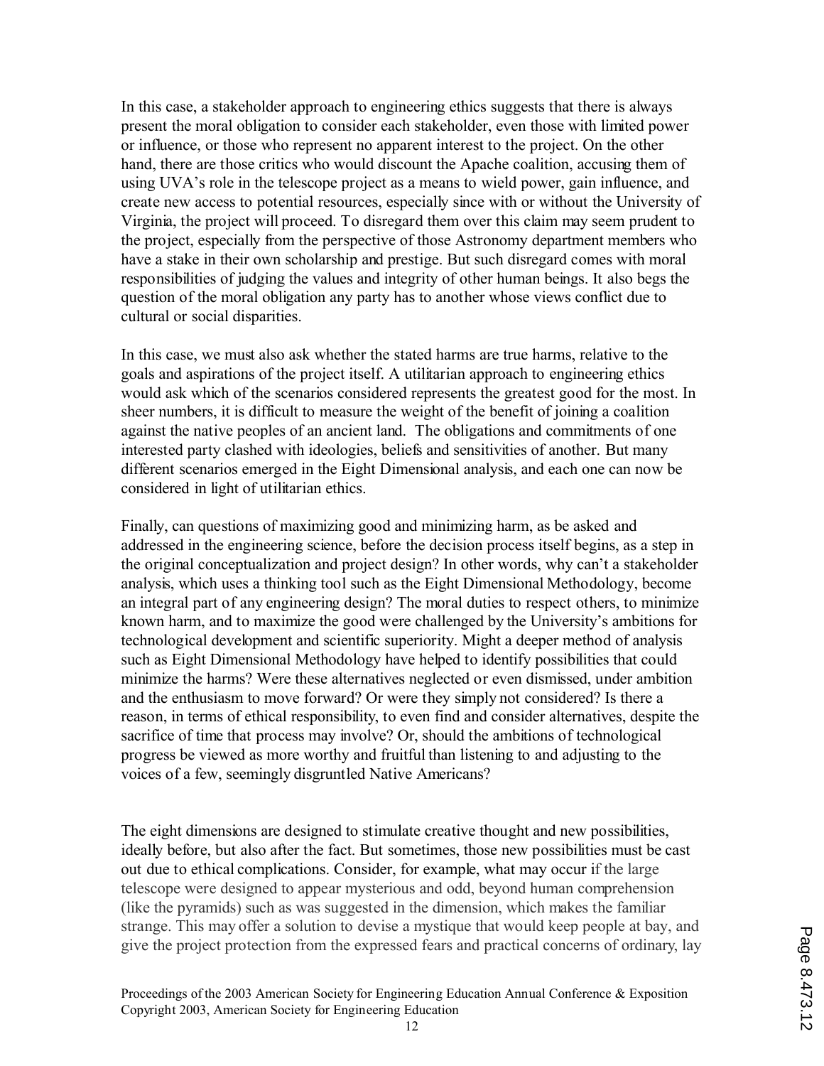In this case, a stakeholder approach to engineering ethics suggests that there is always present the moral obligation to consider each stakeholder, even those with limited power or influence, or those who represent no apparent interest to the project. On the other hand, there are those critics who would discount the Apache coalition, accusing them of using UVA's role in the telescope project as a means to wield power, gain influence, and create new access to potential resources, especially since with or without the University of Virginia, the project will proceed. To disregard them over this claim may seem prudent to the project, especially from the perspective of those Astronomy department members who have a stake in their own scholarship and prestige. But such disregard comes with moral responsibilities of judging the values and integrity of other human beings. It also begs the question of the moral obligation any party has to another whose views conflict due to cultural or social disparities.

In this case, we must also ask whether the stated harms are true harms, relative to the goals and aspirations of the project itself. A utilitarian approach to engineering ethics would ask which of the scenarios considered represents the greatest good for the most. In sheer numbers, it is difficult to measure the weight of the benefit of joining a coalition against the native peoples of an ancient land. The obligations and commitments of one interested party clashed with ideologies, beliefs and sensitivities of another. But many different scenarios emerged in the Eight Dimensional analysis, and each one can now be considered in light of utilitarian ethics.

Finally, can questions of maximizing good and minimizing harm, as be asked and addressed in the engineering science, before the decision process itself begins, as a step in the original conceptualization and project design? In other words, why can't a stakeholder analysis, which uses a thinking tool such as the Eight Dimensional Methodology, become an integral part of any engineering design? The moral duties to respect others, to minimize known harm, and to maximize the good were challenged by the University's ambitions for technological development and scientific superiority. Might a deeper method of analysis such as Eight Dimensional Methodology have helped to identify possibilities that could minimize the harms? Were these alternatives neglected or even dismissed, under ambition and the enthusiasm to move forward? Or were they simply not considered? Is there a reason, in terms of ethical responsibility, to even find and consider alternatives, despite the sacrifice of time that process may involve? Or, should the ambitions of technological progress be viewed as more worthy and fruitful than listening to and adjusting to the voices of a few, seemingly disgruntled Native Americans?

The eight dimensions are designed to stimulate creative thought and new possibilities, ideally before, but also after the fact. But sometimes, those new possibilities must be cast out due to ethical complications. Consider, for example, what may occur if the large telescope were designed to appear mysterious and odd, beyond human comprehension (like the pyramids) such as was suggested in the dimension, which makes the familiar strange. This may offer a solution to devise a mystique that would keep people at bay, and give the project protection from the expressed fears and practical concerns of ordinary, lay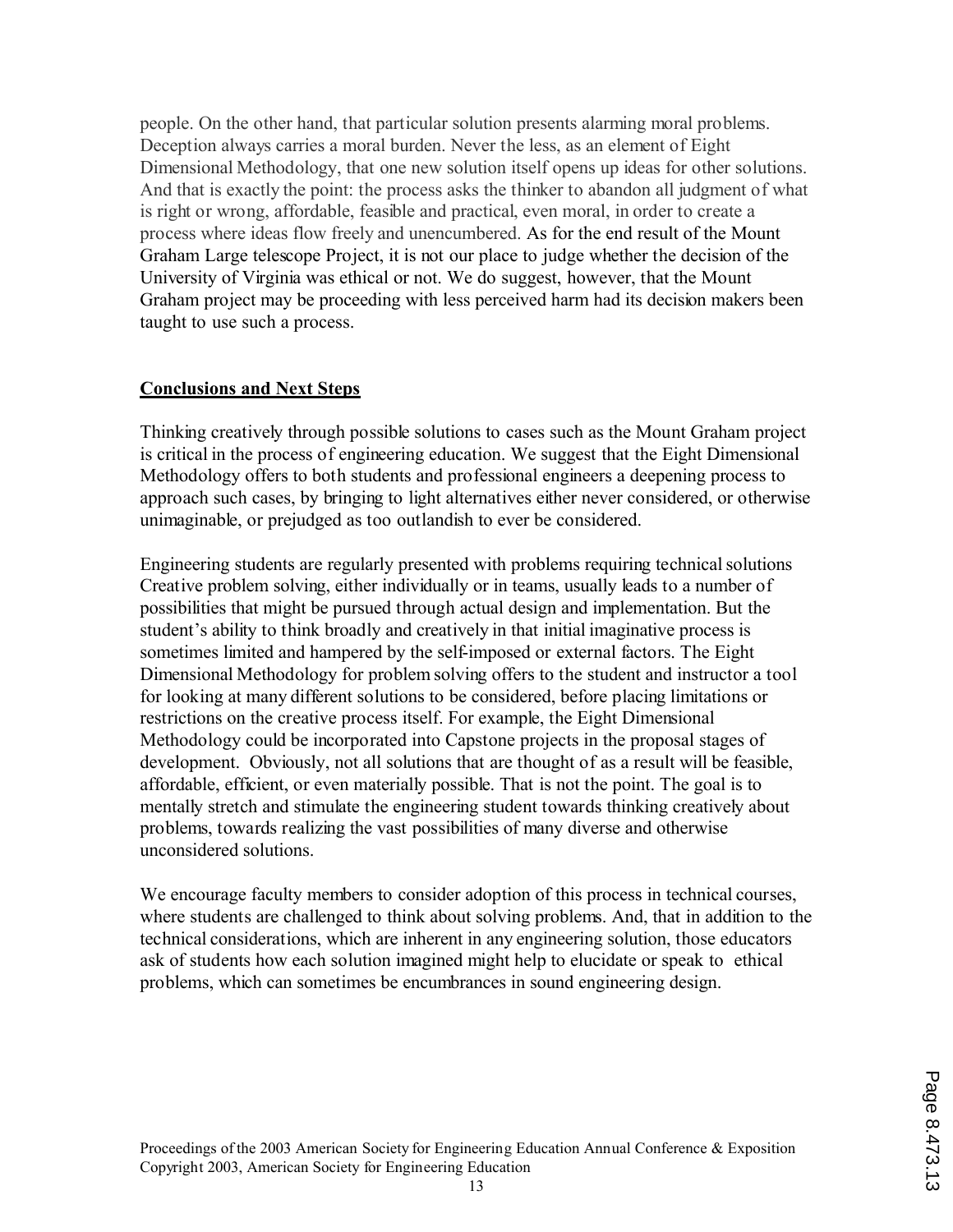people. On the other hand, that particular solution presents alarming moral problems. Deception always carries a moral burden. Never the less, as an element of Eight Dimensional Methodology, that one new solution itself opens up ideas for other solutions. And that is exactly the point: the process asks the thinker to abandon all judgment of what is right or wrong, affordable, feasible and practical, even moral, in order to create a process where ideas flow freely and unencumbered. As for the end result of the Mount Graham Large telescope Project, it is not our place to judge whether the decision of the University of Virginia was ethical or not. We do suggest, however, that the Mount Graham project may be proceeding with less perceived harm had its decision makers been taught to use such a process.

## Conclusions and Next Steps

Thinking creatively through possible solutions to cases such as the Mount Graham project is critical in the process of engineering education. We suggest that the Eight Dimensional Methodology offers to both students and professional engineers a deepening process to approach such cases, by bringing to light alternatives either never considered, or otherwise unimaginable, or prejudged as too outlandish to ever be considered.

Engineering students are regularly presented with problems requiring technical solutions Creative problem solving, either individually or in teams, usually leads to a number of possibilities that might be pursued through actual design and implementation. But the student's ability to think broadly and creatively in that initial imaginative process is sometimes limited and hampered by the self-imposed or external factors. The Eight Dimensional Methodology for problem solving offers to the student and instructor a tool for looking at many different solutions to be considered, before placing limitations or restrictions on the creative process itself. For example, the Eight Dimensional Methodology could be incorporated into Capstone projects in the proposal stages of development. Obviously, not all solutions that are thought of as a result will be feasible, affordable, efficient, or even materially possible. That is not the point. The goal is to mentally stretch and stimulate the engineering student towards thinking creatively about problems, towards realizing the vast possibilities of many diverse and otherwise unconsidered solutions.

We encourage faculty members to consider adoption of this process in technical courses, where students are challenged to think about solving problems. And, that in addition to the technical considerations, which are inherent in any engineering solution, those educators ask of students how each solution imagined might help to elucidate or speak to ethical problems, which can sometimes be encumbrances in sound engineering design.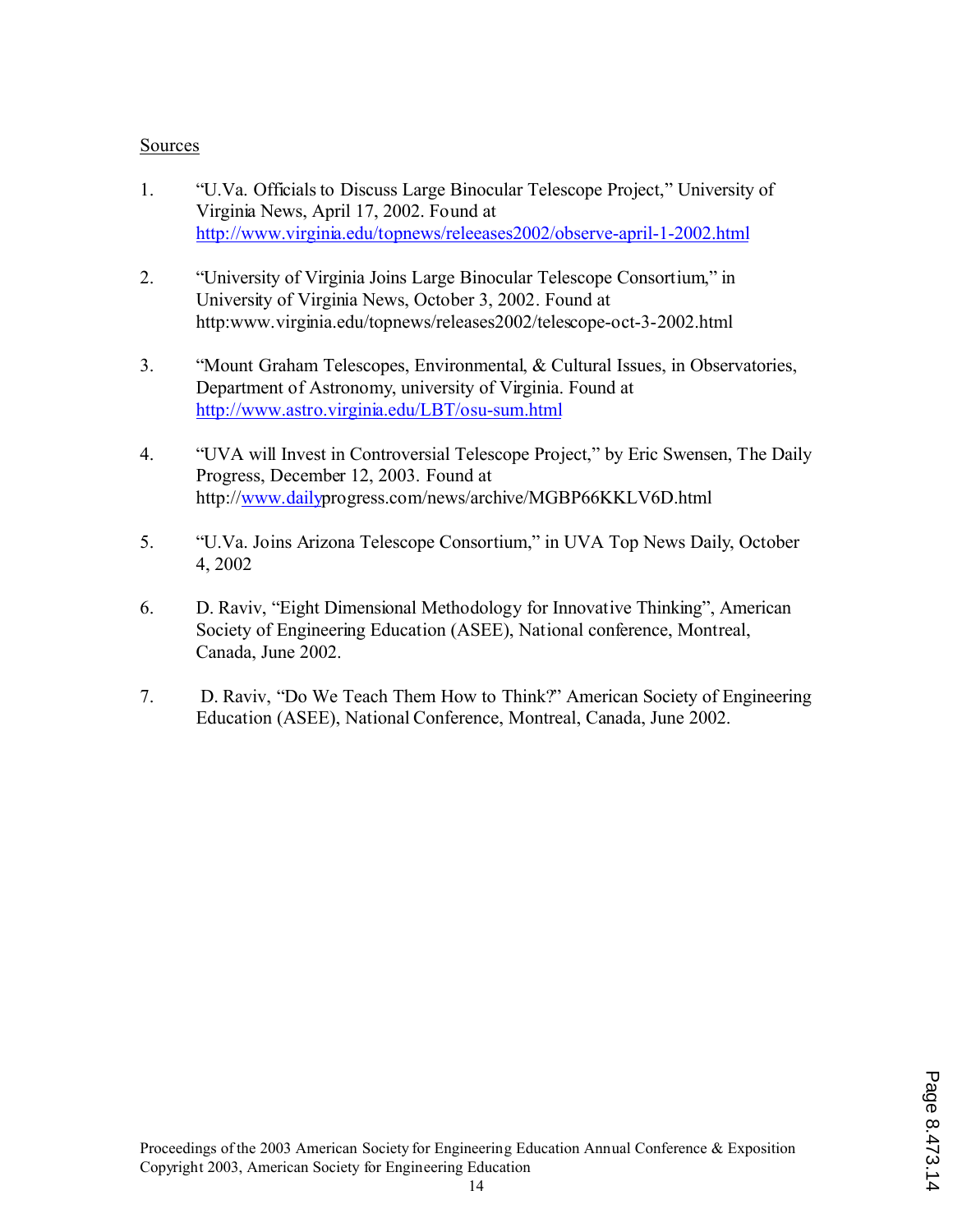Sources

1. "U.Va. Officials to Discuss Large Binocular Telescope Project," University of Virginia News, April 17, 2002. Found at http://www.virginia.edu/topnews/releeases2002/observe-april-1-2002.html

2. "University of Virginia Joins Large Binocular Telescope Consortium," in University of Virginia News, October 3, 2002. Found at http:www.virginia.edu/topnews/releases2002/telescope-oct-3-2002.html

3. "Mount Graham Telescopes, Environmental, & Cultural Issues, in Observatories, Department of Astronomy, university of Virginia. Found at http://www.astro.virginia.edu/LBT/osu-sum.html

4. "UVA will Invest in Controversial Telescope Project," by Eric Swensen, The Daily Progress, December 12, 2003. Found at http://www.dailyprogress.com/news/archive/MGBP66KKLV6D.html

5. "U.Va. Joins Arizona Telescope Consortium," in UVA Top News Daily, October 4, 2002

6. D. Raviv, "Eight Dimensional Methodology for Innovative Thinking", American Society of Engineering Education (ASEE), National conference, Montreal, Canada, June 2002.

7. D. Raviv, "Do We Teach Them How to Think?" American Society of Engineering Education (ASEE), National Conference, Montreal, Canada, June 2002.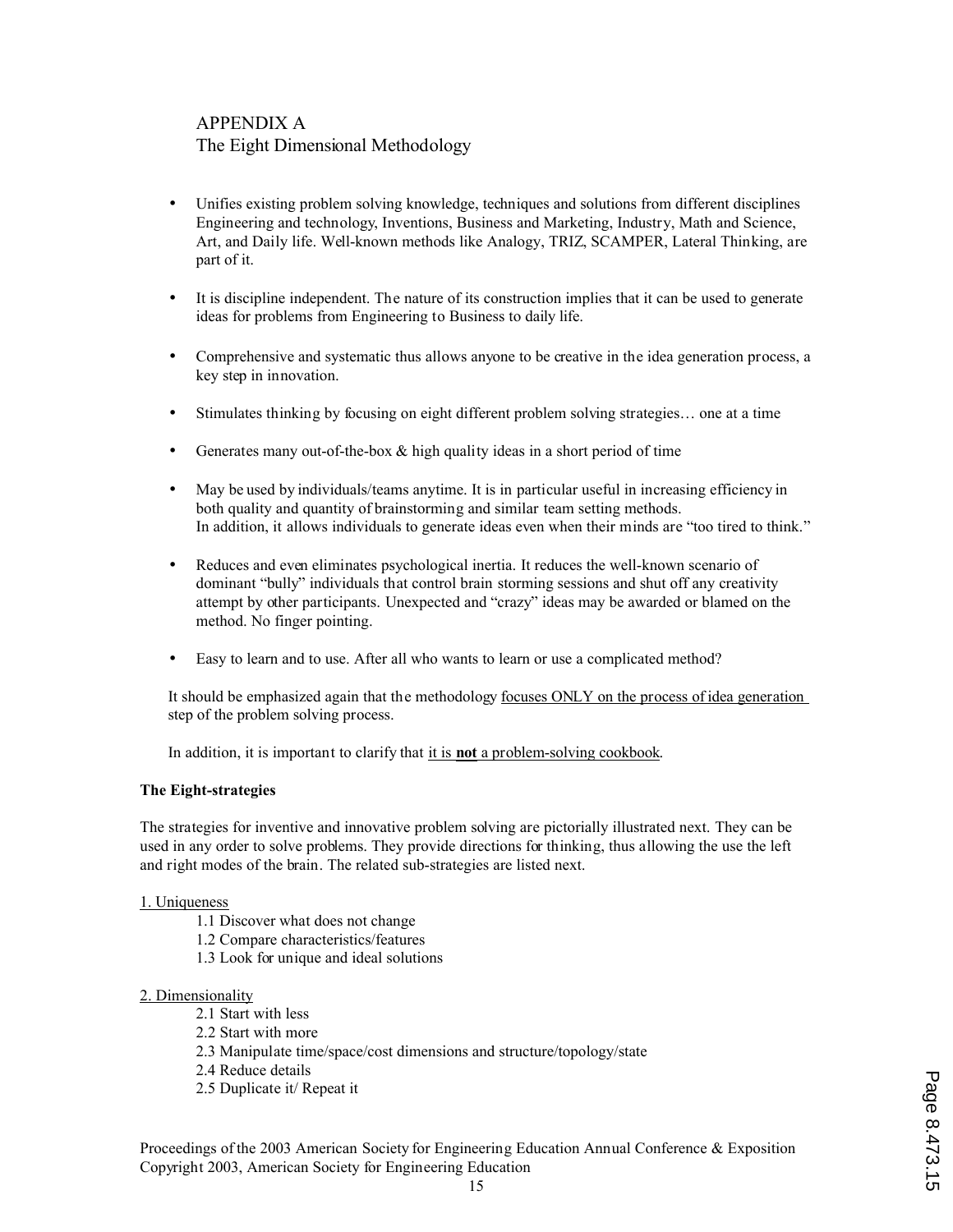# APPENDIX A
## The Eight Dimensional Methodology

- Unifies existing problem solving knowledge, techniques and solutions from different disciplines Engineering and technology, Inventions, Business and Marketing, Industry, Math and Science, Art, and Daily life. Well-known methods like Analogy, TRIZ, SCAMPER, Lateral Thinking, are part of it.
- It is discipline independent. The nature of its construction implies that it can be used to generate ideas for problems from Engineering to Business to daily life.
- Comprehensive and systematic thus allows anyone to be creative in the idea generation process, a key step in innovation.
- Stimulates thinking by focusing on eight different problem solving strategies… one at a time
- Generates many out-of-the-box & high quality ideas in a short period of time
- May be used by individuals/teams anytime. It is in particular useful in increasing efficiency in both quality and quantity of brainstorming and similar team setting methods.
  In addition, it allows individuals to generate ideas even when their minds are "too tired to think."
- Reduces and even eliminates psychological inertia. It reduces the well-known scenario of dominant "bully" individuals that control brain storming sessions and shut off any creativity attempt by other participants. Unexpected and "crazy" ideas may be awarded or blamed on the method. No finger pointing.
- Easy to learn and to use. After all who wants to learn or use a complicated method?

It should be emphasized again that the methodology <u>focuses ONLY on the process of idea generation</u> step of the problem solving process.

In addition, it is important to clarify that <u>it is **not** a problem-solving cookbook</u>.

**The Eight-strategies**

The strategies for inventive and innovative problem solving are pictorially illustrated next. They can be used in any order to solve problems. They provide directions for thinking, thus allowing the use the left and right modes of the brain. The related sub-strategies are listed next.

<u>1. Uniqueness</u>

- 1.1 Discover what does not change
- 1.2 Compare characteristics/features
- 1.3 Look for unique and ideal solutions

<u>2. Dimensionality</u>

- 2.1 Start with less
- 2.2 Start with more
- 2.3 Manipulate time/space/cost dimensions and structure/topology/state
- 2.4 Reduce details
- 2.5 Duplicate it/ Repeat it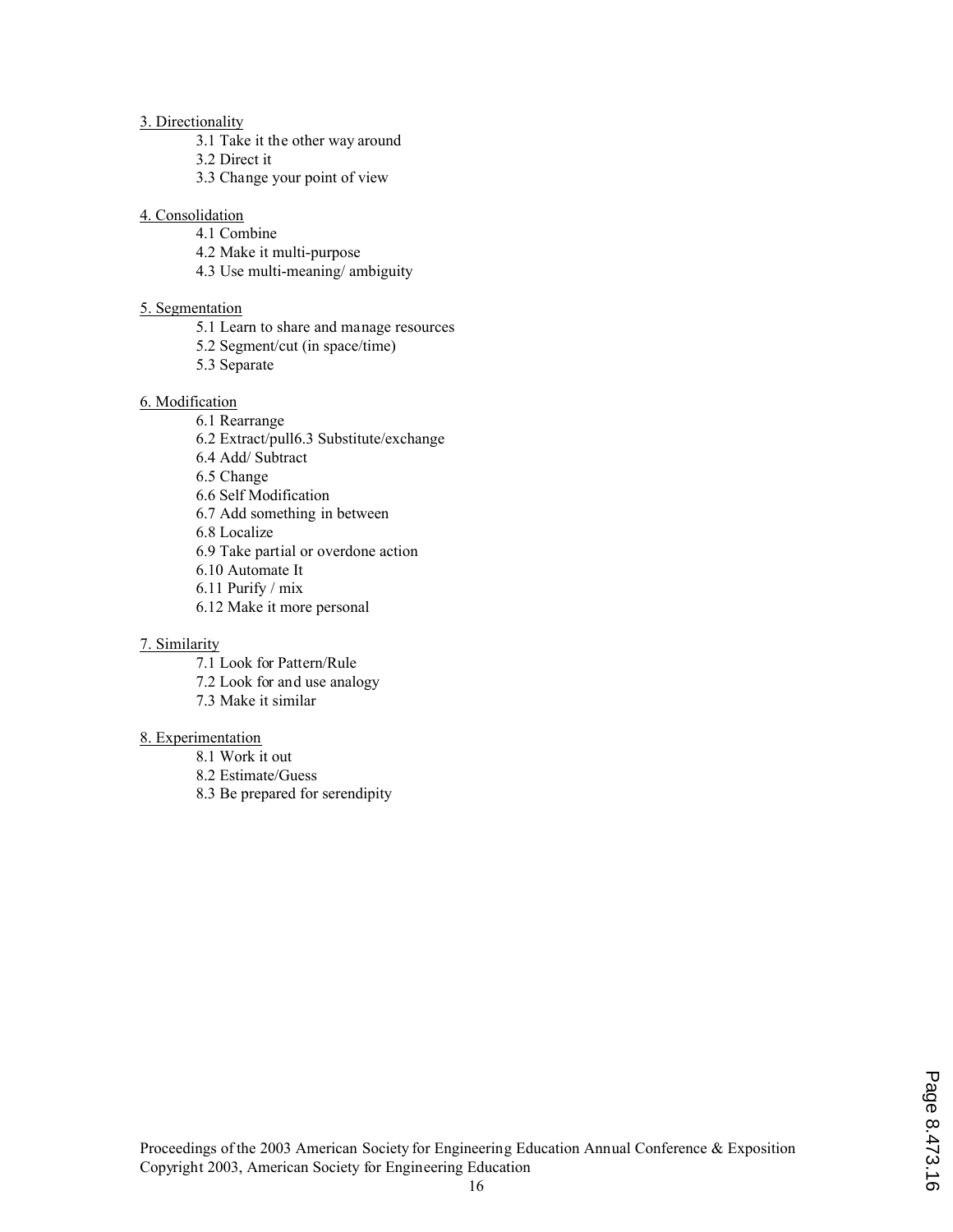3. Directionality

- 3.1 Take it the other way around
- 3.2 Direct it
- 3.3 Change your point of view

4. Consolidation

- 4.1 Combine
- 4.2 Make it multi-purpose
- 4.3 Use multi-meaning/ ambiguity

5. Segmentation

- 5.1 Learn to share and manage resources
- 5.2 Segment/cut (in space/time)
- 5.3 Separate

6. Modification

- 6.1 Rearrange
- 6.2 Extract/pull6.3 Substitute/exchange
- 6.4 Add/ Subtract
- 6.5 Change
- 6.6 Self Modification
- 6.7 Add something in between
- 6.8 Localize
- 6.9 Take partial or overdone action
- 6.10 Automate It
- 6.11 Purify / mix
- 6.12 Make it more personal

7. Similarity

- 7.1 Look for Pattern/Rule
- 7.2 Look for and use analogy
- 7.3 Make it similar

8. Experimentation

- 8.1 Work it out
- 8.2 Estimate/Guess
- 8.3 Be prepared for serendipity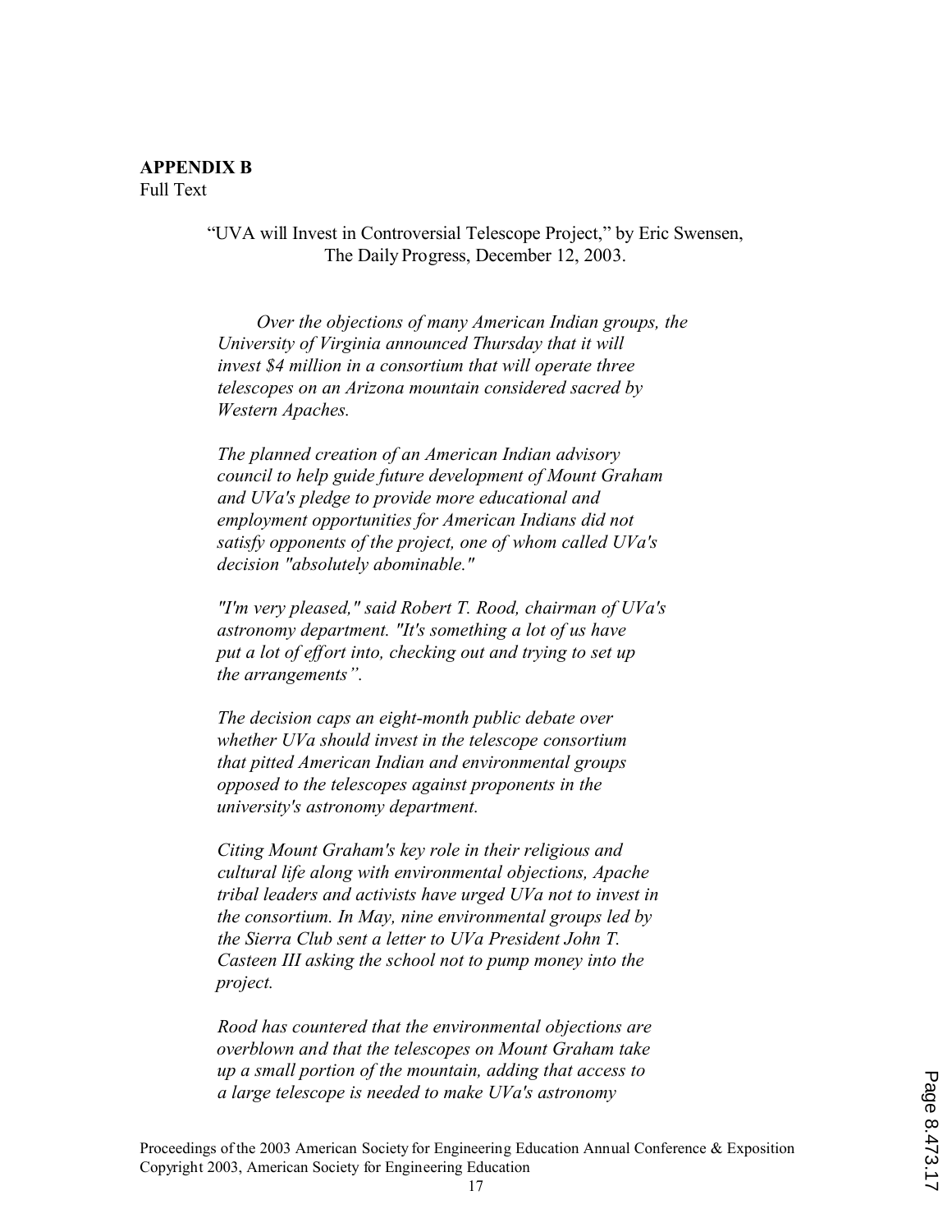**APPENDIX B**
Full Text

"UVA will Invest in Controversial Telescope Project," by Eric Swensen, The Daily Progress, December 12, 2003.

*Over the objections of many American Indian groups, the University of Virginia announced Thursday that it will invest $4 million in a consortium that will operate three telescopes on an Arizona mountain considered sacred by Western Apaches.*

*The planned creation of an American Indian advisory council to help guide future development of Mount Graham and UVa's pledge to provide more educational and employment opportunities for American Indians did not satisfy opponents of the project, one of whom called UVa's decision "absolutely abominable."*

*"I'm very pleased," said Robert T. Rood, chairman of UVa's astronomy department. "It's something a lot of us have put a lot of effort into, checking out and trying to set up the arrangements".*

*The decision caps an eight-month public debate over whether UVa should invest in the telescope consortium that pitted American Indian and environmental groups opposed to the telescopes against proponents in the university's astronomy department.*

*Citing Mount Graham's key role in their religious and cultural life along with environmental objections, Apache tribal leaders and activists have urged UVa not to invest in the consortium. In May, nine environmental groups led by the Sierra Club sent a letter to UVa President John T. Casteen III asking the school not to pump money into the project.*

*Rood has countered that the environmental objections are overblown and that the telescopes on Mount Graham take up a small portion of the mountain, adding that access to a large telescope is needed to make UVa's astronomy*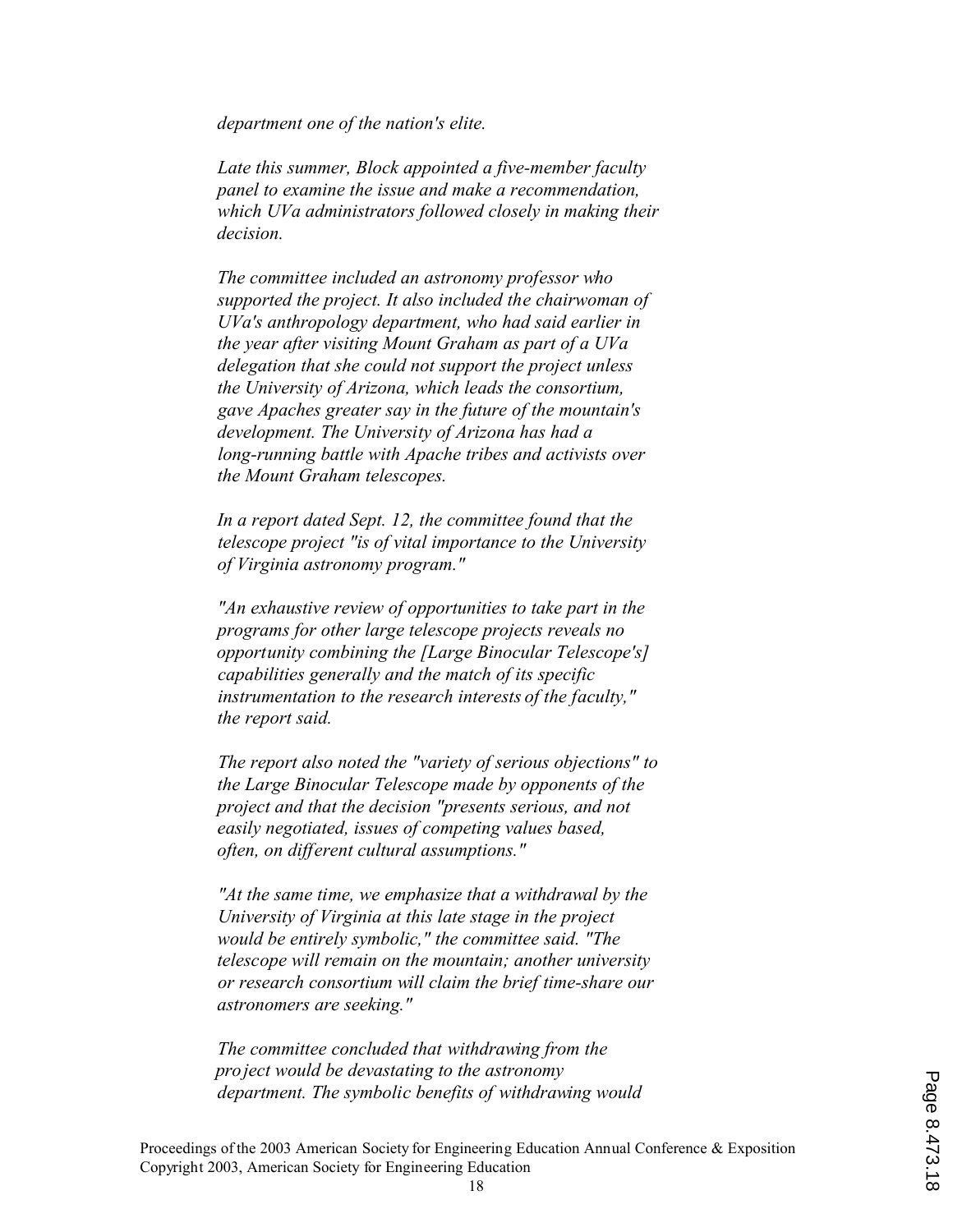*department one of the nation's elite.*

*Late this summer, Block appointed a five-member faculty panel to examine the issue and make a recommendation, which UVa administrators followed closely in making their decision.*

*The committee included an astronomy professor who supported the project. It also included the chairwoman of UVa's anthropology department, who had said earlier in the year after visiting Mount Graham as part of a UVa delegation that she could not support the project unless the University of Arizona, which leads the consortium, gave Apaches greater say in the future of the mountain's development. The University of Arizona has had a long-running battle with Apache tribes and activists over the Mount Graham telescopes.*

*In a report dated Sept. 12, the committee found that the telescope project "is of vital importance to the University of Virginia astronomy program."*

*"An exhaustive review of opportunities to take part in the programs for other large telescope projects reveals no opportunity combining the [Large Binocular Telescope's] capabilities generally and the match of its specific instrumentation to the research interests of the faculty," the report said.*

*The report also noted the "variety of serious objections" to the Large Binocular Telescope made by opponents of the project and that the decision "presents serious, and not easily negotiated, issues of competing values based, often, on different cultural assumptions."*

*"At the same time, we emphasize that a withdrawal by the University of Virginia at this late stage in the project would be entirely symbolic," the committee said. "The telescope will remain on the mountain; another university or research consortium will claim the brief time-share our astronomers are seeking."*

*The committee concluded that withdrawing from the project would be devastating to the astronomy department. The symbolic benefits of withdrawing would*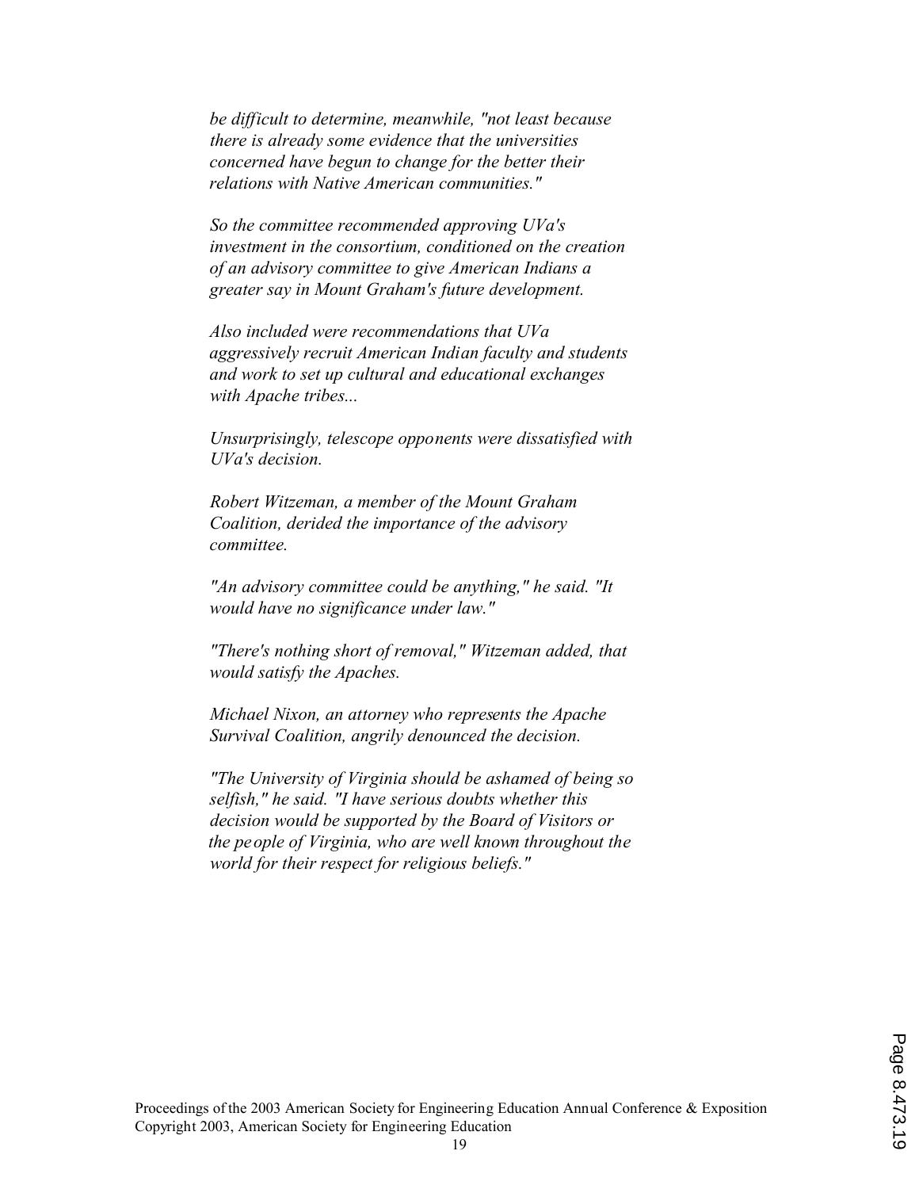*be difficult to determine, meanwhile, "not least because there is already some evidence that the universities concerned have begun to change for the better their relations with Native American communities."*

*So the committee recommended approving UVa's investment in the consortium, conditioned on the creation of an advisory committee to give American Indians a greater say in Mount Graham's future development.*

*Also included were recommendations that UVa aggressively recruit American Indian faculty and students and work to set up cultural and educational exchanges with Apache tribes...*

*Unsurprisingly, telescope opponents were dissatisfied with UVa's decision.*

*Robert Witzeman, a member of the Mount Graham Coalition, derided the importance of the advisory committee.*

*"An advisory committee could be anything," he said. "It would have no significance under law."*

*"There's nothing short of removal," Witzeman added, that would satisfy the Apaches.*

*Michael Nixon, an attorney who represents the Apache Survival Coalition, angrily denounced the decision.*

*"The University of Virginia should be ashamed of being so selfish," he said. "I have serious doubts whether this decision would be supported by the Board of Visitors or the people of Virginia, who are well known throughout the world for their respect for religious beliefs."*